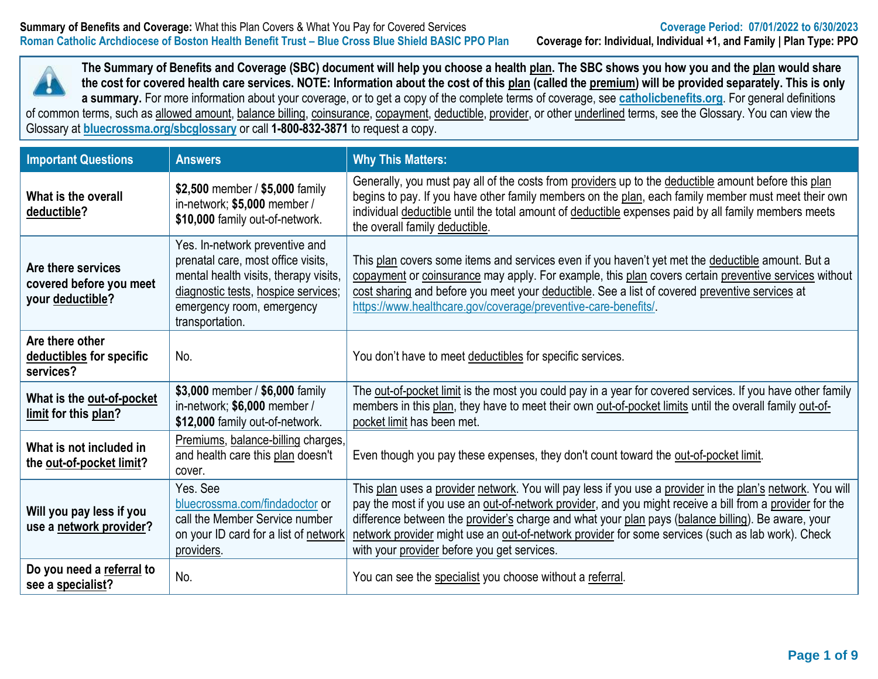**Summary of Benefits and Coverage:** What this Plan Covers & What You Pay for Covered Services
**Roman Catholic Archdiocese of Boston Health Benefit Trust – Blue Cross Blue Shield BASIC PPO Plan**

**Coverage Period: 07/01/2022 to 6/30/2023**
**Coverage for: Individual, Individual +1, and Family | Plan Type: PPO**

**The Summary of Benefits and Coverage (SBC) document will help you choose a health plan. The SBC shows you how you and the plan would share the cost for covered health care services. NOTE: Information about the cost of this plan (called the premium) will be provided separately. This is only a summary.** For more information about your coverage, or to get a copy of the complete terms of coverage, see **catholicbenefits.org**. For general definitions of common terms, such as allowed amount, balance billing, coinsurance, copayment, deductible, provider, or other underlined terms, see the Glossary. You can view the Glossary at **bluecrossma.org/sbcglossary** or call **1-800-832-3871** to request a copy.

| Important Questions | Answers | Why This Matters: |
|---|---|---|
| **What is the overall deductible?** | **$2,500** member / **$5,000** family in-network; **$5,000** member / **$10,000** family out-of-network. | Generally, you must pay all of the costs from providers up to the deductible amount before this plan begins to pay. If you have other family members on the plan, each family member must meet their own individual deductible until the total amount of deductible expenses paid by all family members meets the overall family deductible. |
| **Are there services covered before you meet your deductible?** | Yes. In-network preventive and prenatal care, most office visits, mental health visits, therapy visits, diagnostic tests, hospice services; emergency room, emergency transportation. | This plan covers some items and services even if you haven't yet met the deductible amount. But a copayment or coinsurance may apply. For example, this plan covers certain preventive services without cost sharing and before you meet your deductible. See a list of covered preventive services at https://www.healthcare.gov/coverage/preventive-care-benefits/. |
| **Are there other deductibles for specific services?** | No. | You don't have to meet deductibles for specific services. |
| **What is the out-of-pocket limit for this plan?** | **$3,000** member / **$6,000** family in-network; **$6,000** member / **$12,000** family out-of-network. | The out-of-pocket limit is the most you could pay in a year for covered services. If you have other family members in this plan, they have to meet their own out-of-pocket limits until the overall family out-of-pocket limit has been met. |
| **What is not included in the out-of-pocket limit?** | Premiums, balance-billing charges, and health care this plan doesn't cover. | Even though you pay these expenses, they don't count toward the out-of-pocket limit. |
| **Will you pay less if you use a network provider?** | Yes. See bluecrossma.com/findadoctor or call the Member Service number on your ID card for a list of network providers. | This plan uses a provider network. You will pay less if you use a provider in the plan's network. You will pay the most if you use an out-of-network provider, and you might receive a bill from a provider for the difference between the provider's charge and what your plan pays (balance billing). Be aware, your network provider might use an out-of-network provider for some services (such as lab work). Check with your provider before you get services. |
| **Do you need a referral to see a specialist?** | No. | You can see the specialist you choose without a referral. |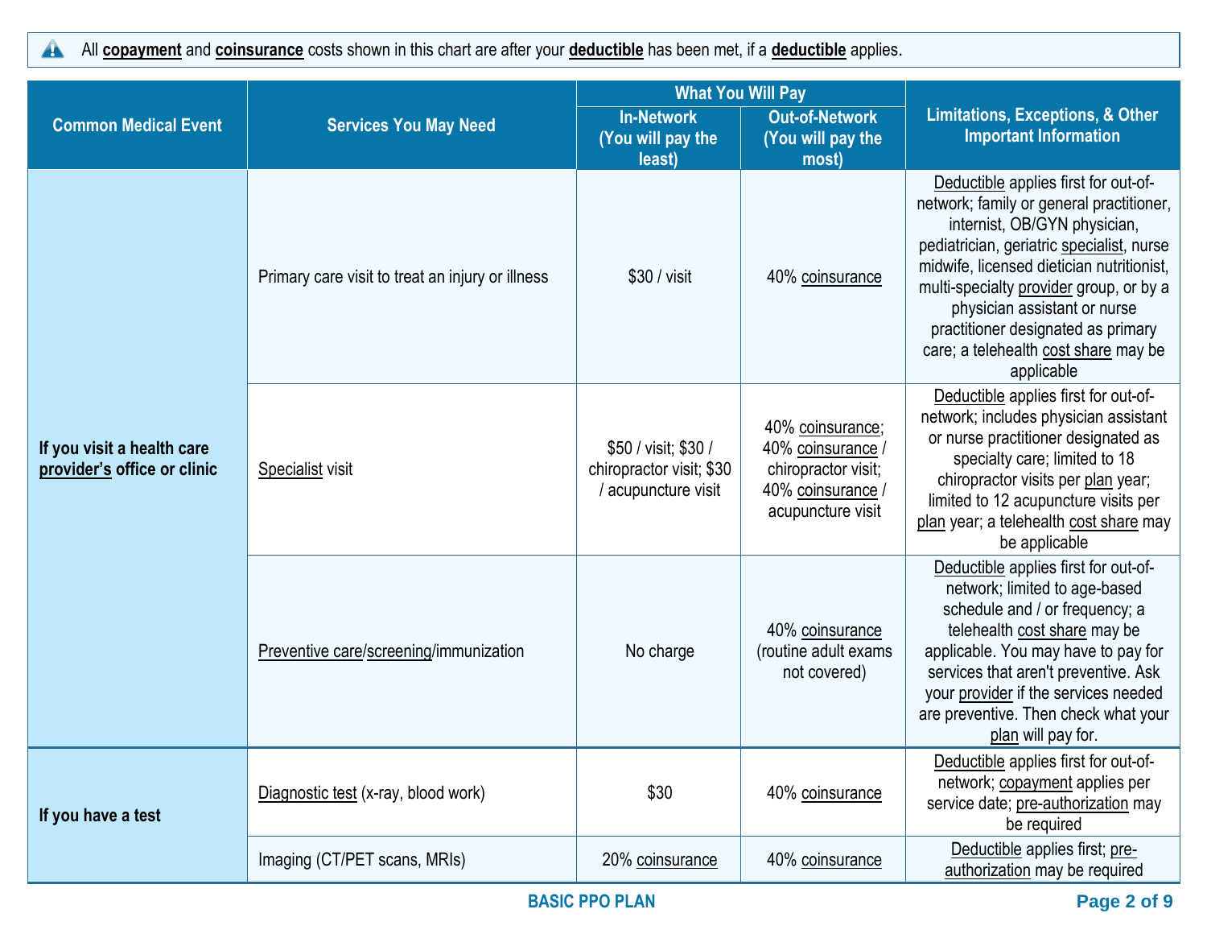All **copayment** and **coinsurance** costs shown in this chart are after your **deductible** has been met, if a **deductible** applies.

| Common Medical Event | Services You May Need | What You Will Pay | | Limitations, Exceptions, & Other Important Information |
|---|---|---|---|---|
| | | In-Network (You will pay the least) | Out-of-Network (You will pay the most) | |
| **If you visit a health care provider's office or clinic** | Primary care visit to treat an injury or illness | $30 / visit | 40% coinsurance | Deductible applies first for out-of-network; family or general practitioner, internist, OB/GYN physician, pediatrician, geriatric specialist, nurse midwife, licensed dietician nutritionist, multi-specialty provider group, or by a physician assistant or nurse practitioner designated as primary care; a telehealth cost share may be applicable |
| | Specialist visit | $50 / visit; $30 / chiropractor visit; $30 / acupuncture visit | 40% coinsurance; 40% coinsurance / chiropractor visit; 40% coinsurance / acupuncture visit | Deductible applies first for out-of-network; includes physician assistant or nurse practitioner designated as specialty care; limited to 18 chiropractor visits per plan year; limited to 12 acupuncture visits per plan year; a telehealth cost share may be applicable |
| | Preventive care/screening/immunization | No charge | 40% coinsurance (routine adult exams not covered) | Deductible applies first for out-of-network; limited to age-based schedule and / or frequency; a telehealth cost share may be applicable. You may have to pay for services that aren't preventive. Ask your provider if the services needed are preventive. Then check what your plan will pay for. |
| **If you have a test** | Diagnostic test (x-ray, blood work) | $30 | 40% coinsurance | Deductible applies first for out-of-network; copayment applies per service date; pre-authorization may be required |
| | Imaging (CT/PET scans, MRIs) | 20% coinsurance | 40% coinsurance | Deductible applies first; pre-authorization may be required |

BASIC PPO PLAN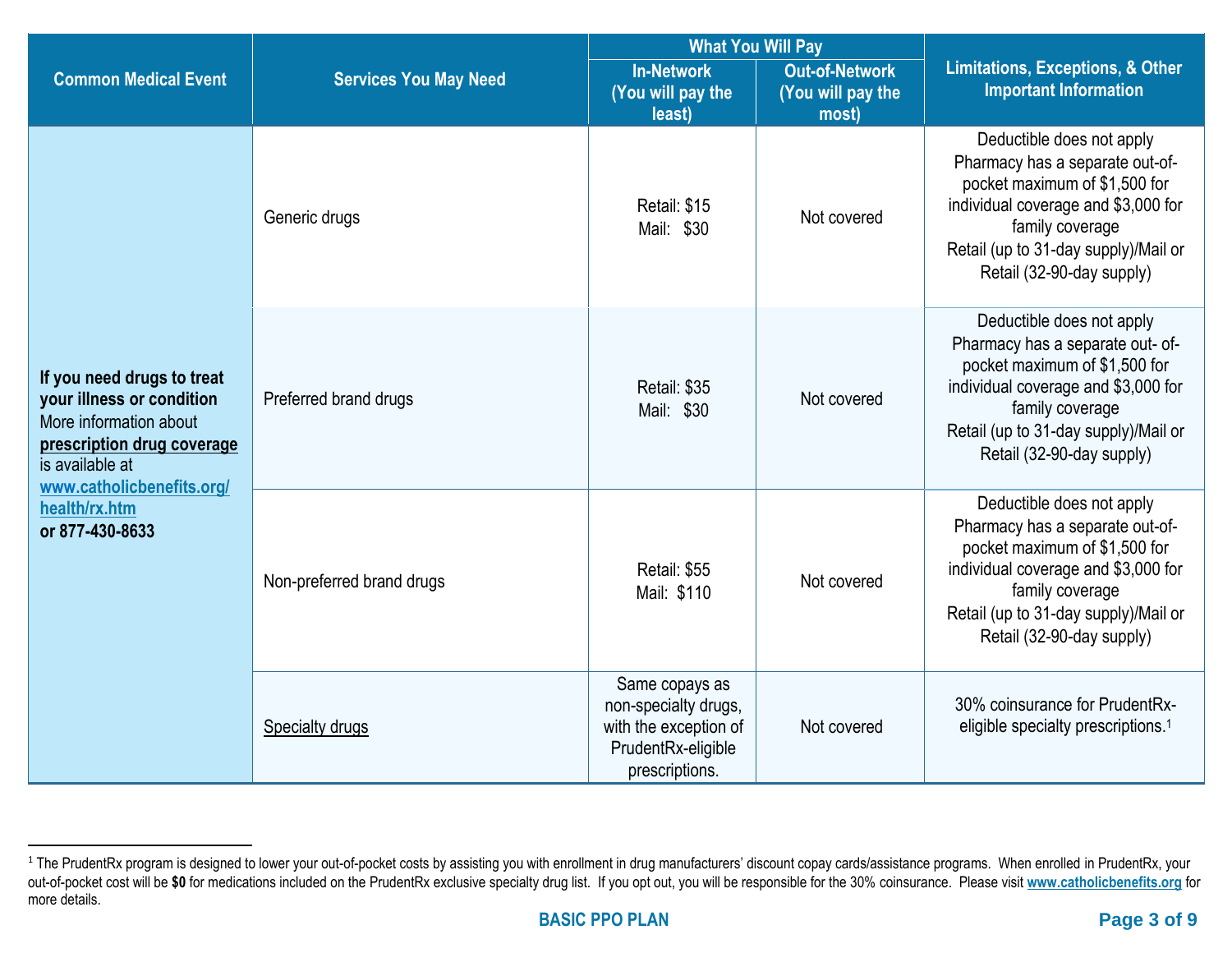| Common Medical Event | Services You May Need | What You Will Pay | | Limitations, Exceptions, & Other Important Information |
|---|---|---|---|---|
| | | In-Network (You will pay the least) | Out-of-Network (You will pay the most) | |
| **If you need drugs to treat your illness or condition** More information about **prescription drug coverage** is available at **www.catholicbenefits.org/health/rx.htm** **or 877-430-8633** | Generic drugs | Retail: $15<br>Mail: $30 | Not covered | Deductible does not apply<br>Pharmacy has a separate out-of-pocket maximum of $1,500 for individual coverage and $3,000 for family coverage<br>Retail (up to 31-day supply)/Mail or Retail (32-90-day supply) |
| | Preferred brand drugs | Retail: $35<br>Mail: $30 | Not covered | Deductible does not apply<br>Pharmacy has a separate out- of-pocket maximum of $1,500 for individual coverage and $3,000 for family coverage<br>Retail (up to 31-day supply)/Mail or Retail (32-90-day supply) |
| | Non-preferred brand drugs | Retail: $55<br>Mail: $110 | Not covered | Deductible does not apply<br>Pharmacy has a separate out-of-pocket maximum of $1,500 for individual coverage and $3,000 for family coverage<br>Retail (up to 31-day supply)/Mail or Retail (32-90-day supply) |
| | Specialty drugs | Same copays as non-specialty drugs, with the exception of PrudentRx-eligible prescriptions. | Not covered | 30% coinsurance for PrudentRx-eligible specialty prescriptions.[1] |

[1] The PrudentRx program is designed to lower your out-of-pocket costs by assisting you with enrollment in drug manufacturers' discount copay cards/assistance programs. When enrolled in PrudentRx, your out-of-pocket cost will be **$0** for medications included on the PrudentRx exclusive specialty drug list. If you opt out, you will be responsible for the 30% coinsurance. Please visit www.catholicbenefits.org for more details.

BASIC PPO PLAN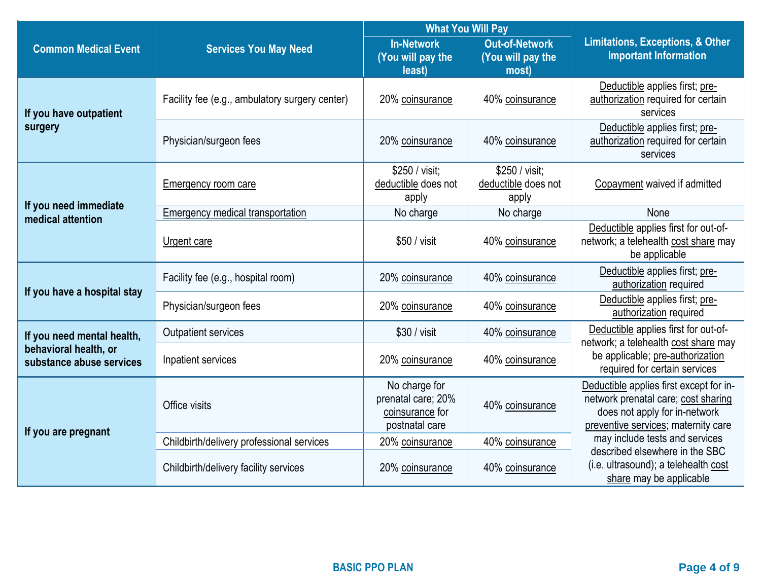| Common Medical Event | Services You May Need | What You Will Pay | | Limitations, Exceptions, & Other Important Information |
|---|---|---|---|---|
| | | In-Network (You will pay the least) | Out-of-Network (You will pay the most) | |
| If you have outpatient surgery | Facility fee (e.g., ambulatory surgery center) | 20% coinsurance | 40% coinsurance | Deductible applies first; pre-authorization required for certain services |
| | Physician/surgeon fees | 20% coinsurance | 40% coinsurance | Deductible applies first; pre-authorization required for certain services |
| If you need immediate medical attention | Emergency room care | $250 / visit; deductible does not apply | $250 / visit; deductible does not apply | Copayment waived if admitted |
| | Emergency medical transportation | No charge | No charge | None |
| | Urgent care | $50 / visit | 40% coinsurance | Deductible applies first for out-of-network; a telehealth cost share may be applicable |
| If you have a hospital stay | Facility fee (e.g., hospital room) | 20% coinsurance | 40% coinsurance | Deductible applies first; pre-authorization required |
| | Physician/surgeon fees | 20% coinsurance | 40% coinsurance | Deductible applies first; pre-authorization required |
| If you need mental health, behavioral health, or substance abuse services | Outpatient services | $30 / visit | 40% coinsurance | Deductible applies first for out-of-network; a telehealth cost share may be applicable; pre-authorization required for certain services |
| | Inpatient services | 20% coinsurance | 40% coinsurance | |
| If you are pregnant | Office visits | No charge for prenatal care; 20% coinsurance for postnatal care | 40% coinsurance | Deductible applies first except for in-network prenatal care; cost sharing does not apply for in-network preventive services; maternity care may include tests and services described elsewhere in the SBC (i.e. ultrasound); a telehealth cost share may be applicable |
| | Childbirth/delivery professional services | 20% coinsurance | 40% coinsurance | |
| | Childbirth/delivery facility services | 20% coinsurance | 40% coinsurance | |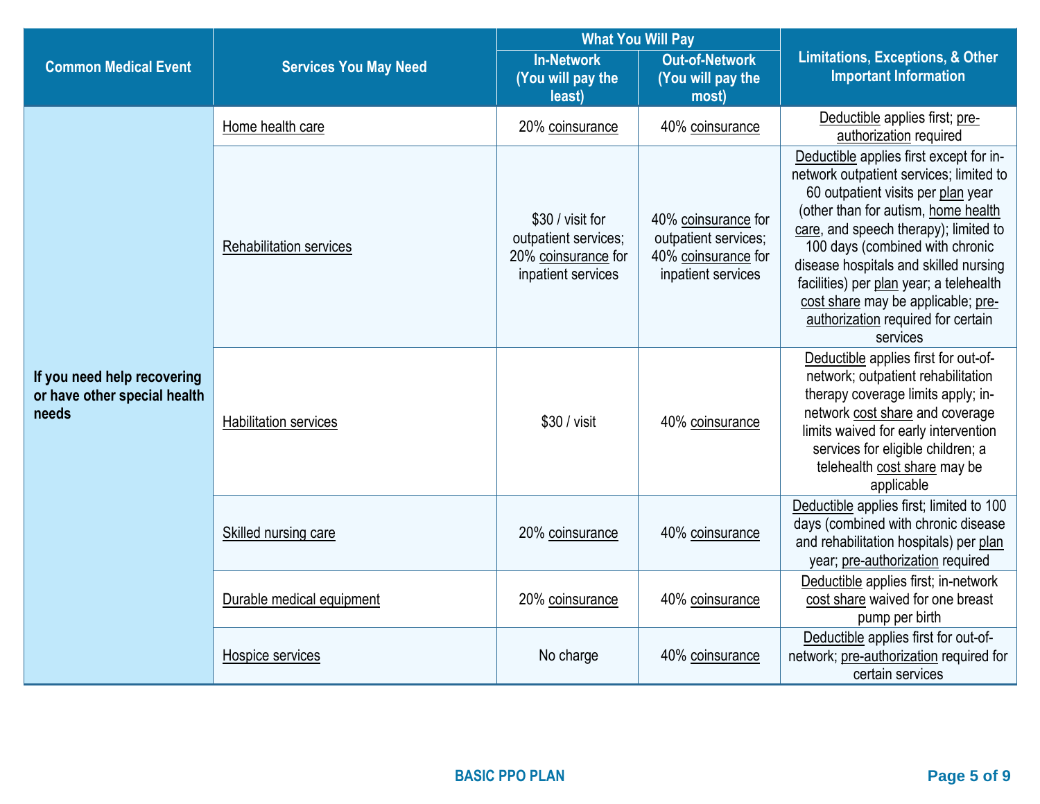| Common Medical Event | Services You May Need | What You Will Pay | | Limitations, Exceptions, & Other Important Information |
|---|---|---|---|---|
| | | In-Network (You will pay the least) | Out-of-Network (You will pay the most) | |
| If you need help recovering or have other special health needs | Home health care | 20% coinsurance | 40% coinsurance | Deductible applies first; pre-authorization required |
| | Rehabilitation services | $30 / visit for outpatient services; 20% coinsurance for inpatient services | 40% coinsurance for outpatient services; 40% coinsurance for inpatient services | Deductible applies first except for in-network outpatient services; limited to 60 outpatient visits per plan year (other than for autism, home health care, and speech therapy); limited to 100 days (combined with chronic disease hospitals and skilled nursing facilities) per plan year; a telehealth cost share may be applicable; pre-authorization required for certain services |
| | Habilitation services | $30 / visit | 40% coinsurance | Deductible applies first for out-of-network; outpatient rehabilitation therapy coverage limits apply; in-network cost share and coverage limits waived for early intervention services for eligible children; a telehealth cost share may be applicable |
| | Skilled nursing care | 20% coinsurance | 40% coinsurance | Deductible applies first; limited to 100 days (combined with chronic disease and rehabilitation hospitals) per plan year; pre-authorization required |
| | Durable medical equipment | 20% coinsurance | 40% coinsurance | Deductible applies first; in-network cost share waived for one breast pump per birth |
| | Hospice services | No charge | 40% coinsurance | Deductible applies first for out-of-network; pre-authorization required for certain services |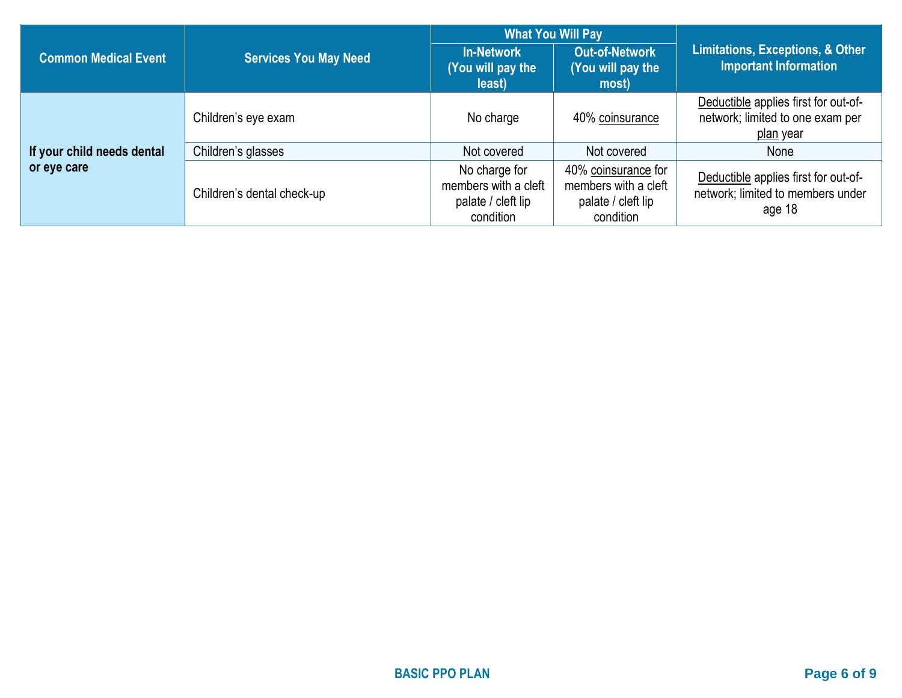| Common Medical Event | Services You May Need | What You Will Pay | | Limitations, Exceptions, & Other Important Information |
|---|---|---|---|---|
| | | In-Network (You will pay the least) | Out-of-Network (You will pay the most) | |
| **If your child needs dental or eye care** | Children's eye exam | No charge | 40% coinsurance | Deductible applies first for out-of-network; limited to one exam per plan year |
| | Children's glasses | Not covered | Not covered | None |
| | Children's dental check-up | No charge for members with a cleft palate / cleft lip condition | 40% coinsurance for members with a cleft palate / cleft lip condition | Deductible applies first for out-of-network; limited to members under age 18 |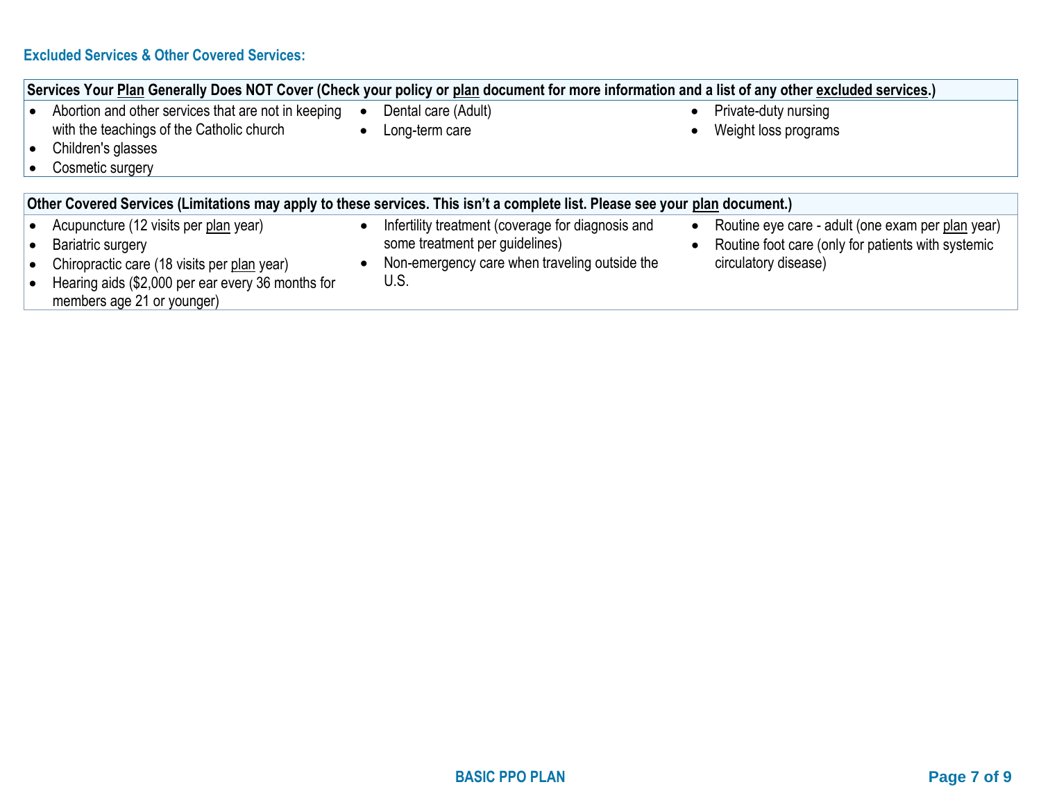## Excluded Services & Other Covered Services:

**Services Your Plan Generally Does NOT Cover (Check your policy or plan document for more information and a list of any other excluded services.)**

- Abortion and other services that are not in keeping with the teachings of the Catholic church
- Children's glasses
- Cosmetic surgery
- Dental care (Adult)
- Long-term care
- Private-duty nursing
- Weight loss programs

**Other Covered Services (Limitations may apply to these services. This isn't a complete list. Please see your plan document.)**

- Acupuncture (12 visits per plan year)
- Bariatric surgery
- Chiropractic care (18 visits per plan year)
- Hearing aids ($2,000 per ear every 36 months for members age 21 or younger)
- Infertility treatment (coverage for diagnosis and some treatment per guidelines)
- Non-emergency care when traveling outside the U.S.
- Routine eye care - adult (one exam per plan year)
- Routine foot care (only for patients with systemic circulatory disease)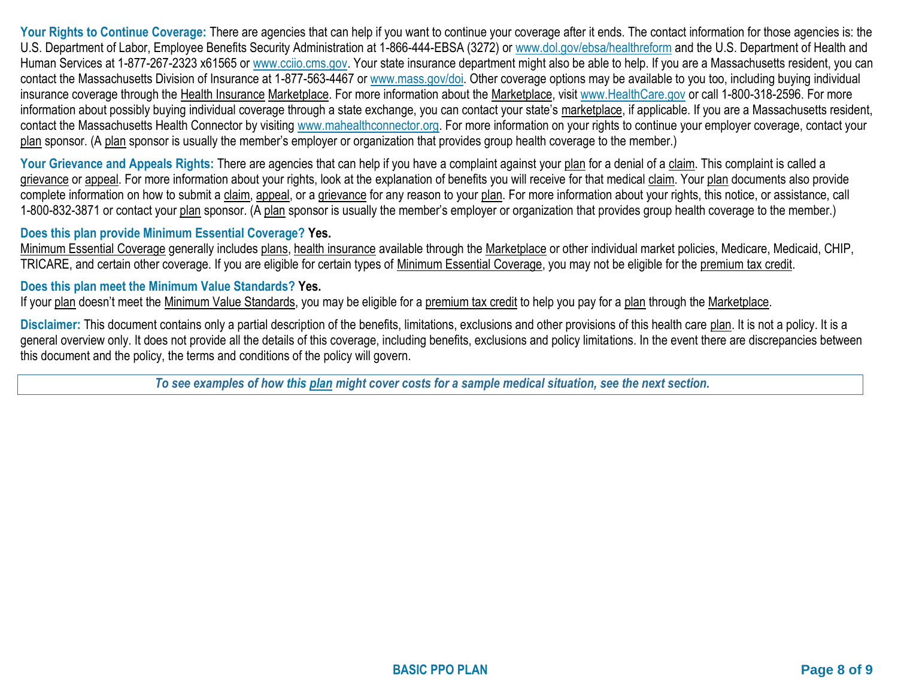**Your Rights to Continue Coverage:** There are agencies that can help if you want to continue your coverage after it ends. The contact information for those agencies is: the U.S. Department of Labor, Employee Benefits Security Administration at 1-866-444-EBSA (3272) or www.dol.gov/ebsa/healthreform and the U.S. Department of Health and Human Services at 1-877-267-2323 x61565 or www.cciio.cms.gov. Your state insurance department might also be able to help. If you are a Massachusetts resident, you can contact the Massachusetts Division of Insurance at 1-877-563-4467 or www.mass.gov/doi. Other coverage options may be available to you too, including buying individual insurance coverage through the Health Insurance Marketplace. For more information about the Marketplace, visit www.HealthCare.gov or call 1-800-318-2596. For more information about possibly buying individual coverage through a state exchange, you can contact your state's marketplace, if applicable. If you are a Massachusetts resident, contact the Massachusetts Health Connector by visiting www.mahealthconnector.org. For more information on your rights to continue your employer coverage, contact your plan sponsor. (A plan sponsor is usually the member's employer or organization that provides group health coverage to the member.)

**Your Grievance and Appeals Rights:** There are agencies that can help if you have a complaint against your plan for a denial of a claim. This complaint is called a grievance or appeal. For more information about your rights, look at the explanation of benefits you will receive for that medical claim. Your plan documents also provide complete information on how to submit a claim, appeal, or a grievance for any reason to your plan. For more information about your rights, this notice, or assistance, call 1-800-832-3871 or contact your plan sponsor. (A plan sponsor is usually the member's employer or organization that provides group health coverage to the member.)

**Does this plan provide Minimum Essential Coverage? Yes.**

Minimum Essential Coverage generally includes plans, health insurance available through the Marketplace or other individual market policies, Medicare, Medicaid, CHIP, TRICARE, and certain other coverage. If you are eligible for certain types of Minimum Essential Coverage, you may not be eligible for the premium tax credit.

**Does this plan meet the Minimum Value Standards? Yes.**

If your plan doesn't meet the Minimum Value Standards, you may be eligible for a premium tax credit to help you pay for a plan through the Marketplace.

**Disclaimer:** This document contains only a partial description of the benefits, limitations, exclusions and other provisions of this health care plan. It is not a policy. It is a general overview only. It does not provide all the details of this coverage, including benefits, exclusions and policy limitations. In the event there are discrepancies between this document and the policy, the terms and conditions of the policy will govern.

***To see examples of how this plan might cover costs for a sample medical situation, see the next section.***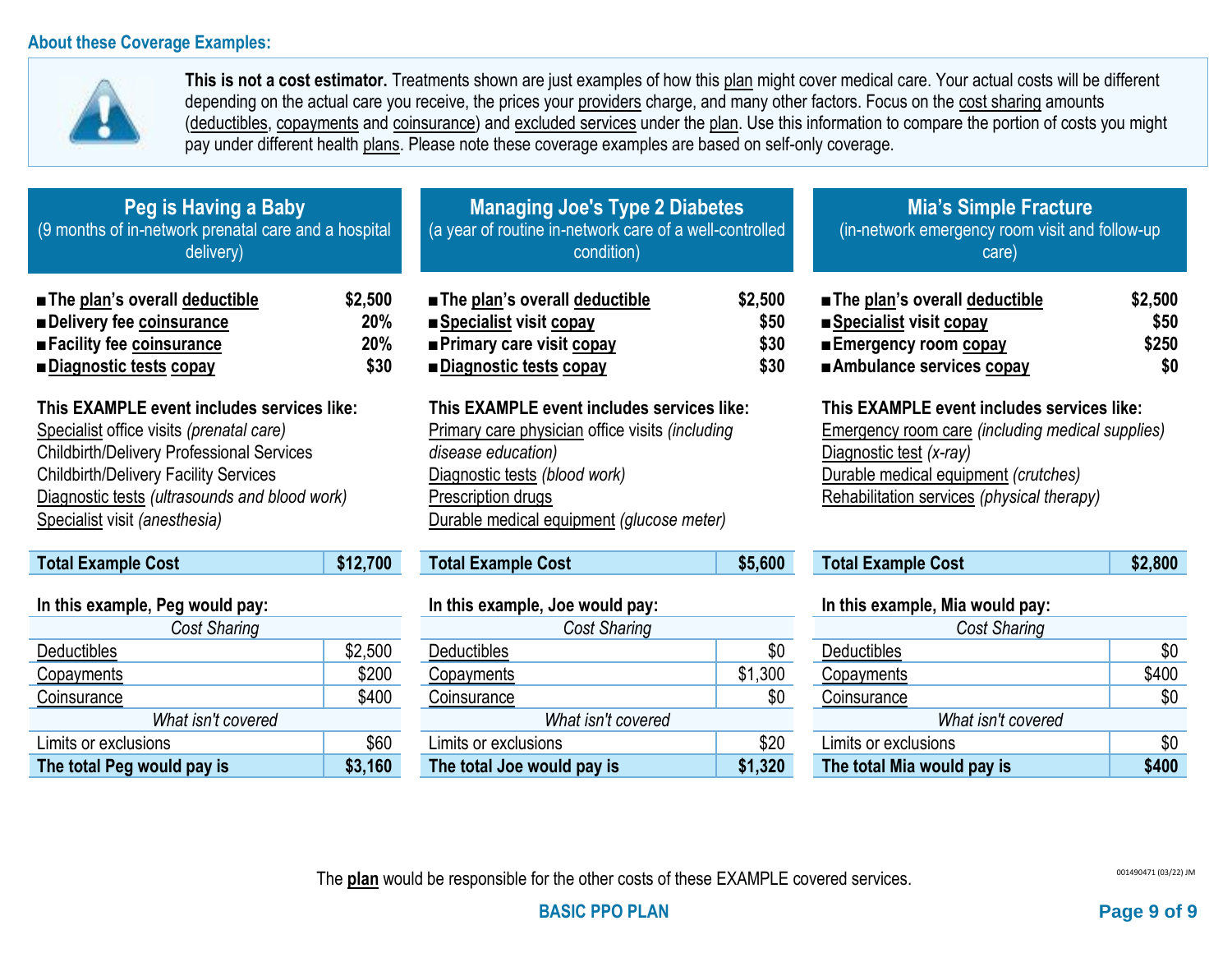### About these Coverage Examples:

**This is not a cost estimator.** Treatments shown are just examples of how this plan might cover medical care. Your actual costs will be different depending on the actual care you receive, the prices your providers charge, and many other factors. Focus on the cost sharing amounts (deductibles, copayments and coinsurance) and excluded services under the plan. Use this information to compare the portion of costs you might pay under different health plans. Please note these coverage examples are based on self-only coverage.

## Peg is Having a Baby

(9 months of in-network prenatal care and a hospital delivery)

- **The plan's overall deductible** **$2,500**
- **Delivery fee coinsurance** **20%**
- **Facility fee coinsurance** **20%**
- **Diagnostic tests copay** **$30**

**This EXAMPLE event includes services like:**

Specialist office visits *(prenatal care)*
Childbirth/Delivery Professional Services
Childbirth/Delivery Facility Services
Diagnostic tests *(ultrasounds and blood work)*
Specialist visit *(anesthesia)*

| **Total Example Cost** | **$12,700** |
|---|---|

**In this example, Peg would pay:**

| *Cost Sharing* | |
|---|---|
| Deductibles | $2,500 |
| Copayments | $200 |
| Coinsurance | $400 |
| *What isn't covered* | |
| Limits or exclusions | $60 |
| **The total Peg would pay is** | **$3,160** |

## Managing Joe's Type 2 Diabetes

(a year of routine in-network care of a well-controlled condition)

- **The plan's overall deductible** **$2,500**
- **Specialist visit copay** **$50**
- **Primary care visit copay** **$30**
- **Diagnostic tests copay** **$30**

**This EXAMPLE event includes services like:**

Primary care physician office visits *(including disease education)*
Diagnostic tests *(blood work)*
Prescription drugs
Durable medical equipment *(glucose meter)*

| **Total Example Cost** | **$5,600** |
|---|---|

**In this example, Joe would pay:**

| *Cost Sharing* | |
|---|---|
| Deductibles | $0 |
| Copayments | $1,300 |
| Coinsurance | $0 |
| *What isn't covered* | |
| Limits or exclusions | $20 |
| **The total Joe would pay is** | **$1,320** |

## Mia's Simple Fracture

(in-network emergency room visit and follow-up care)

- **The plan's overall deductible** **$2,500**
- **Specialist visit copay** **$50**
- **Emergency room copay** **$250**
- **Ambulance services copay** **$0**

**This EXAMPLE event includes services like:**

Emergency room care *(including medical supplies)*
Diagnostic test *(x-ray)*
Durable medical equipment *(crutches)*
Rehabilitation services *(physical therapy)*

| **Total Example Cost** | **$2,800** |
|---|---|

**In this example, Mia would pay:**

| *Cost Sharing* | |
|---|---|
| Deductibles | $0 |
| Copayments | $400 |
| Coinsurance | $0 |
| *What isn't covered* | |
| Limits or exclusions | $0 |
| **The total Mia would pay is** | **$400** |

The **plan** would be responsible for the other costs of these EXAMPLE covered services.

001490471 (03/22) JM